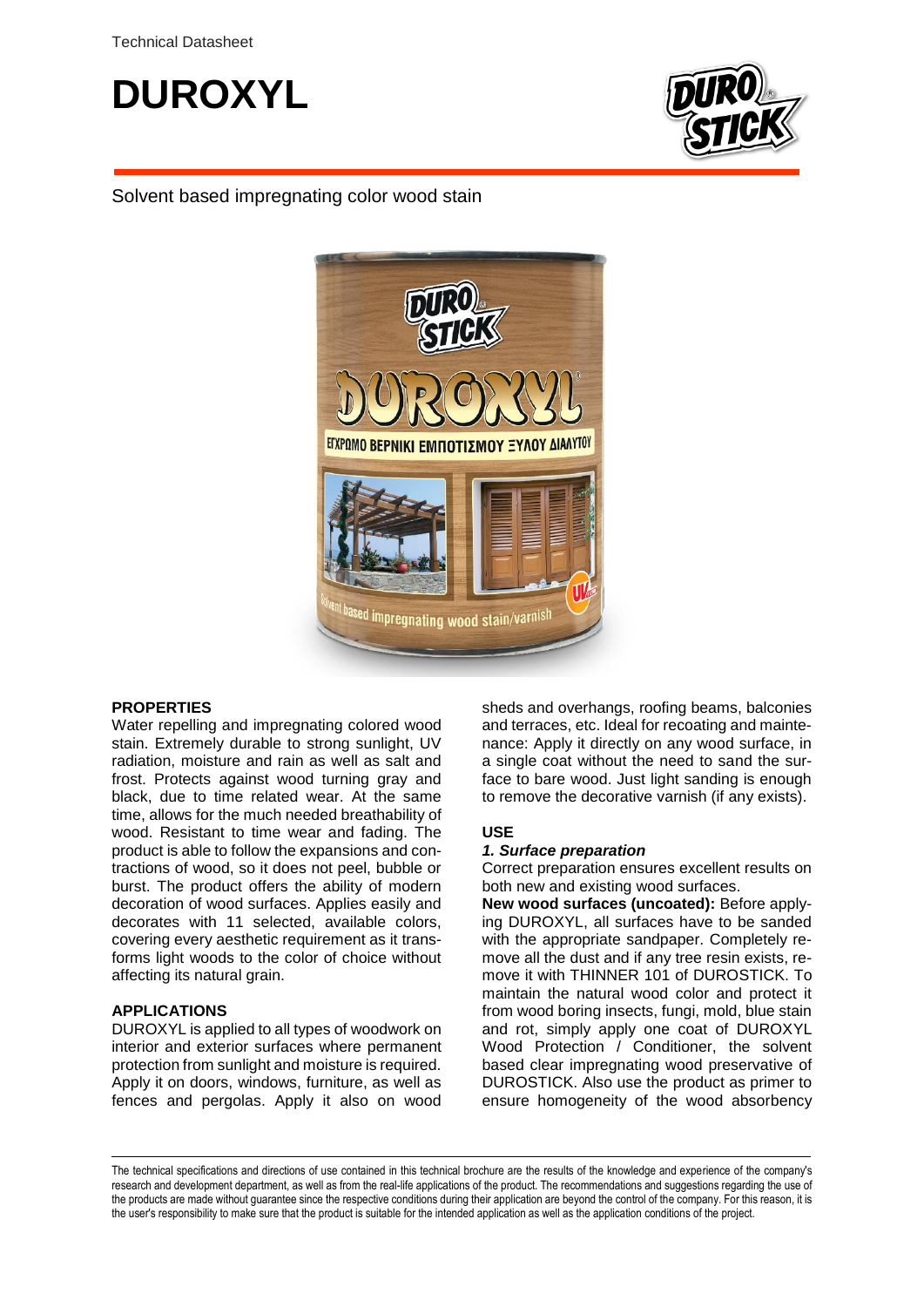Technical Datasheet

# DUROXYL

Solvent based impregnating color wood stain

## PROPERTIES

Water repelling and impregnating colored wood stain. Extremely durable to strong sunlight, UV radiation, moisture and rain as well as salt and frost. Protects against wood turning gray and black, due to time related wear. At the same time, allows for the much needed breathability of wood. Resistant to time wear and fading. The product is able to follow the expansions and contractions of wood, so it does not peel, bubble or burst. The product offers the ability of modern decoration of wood surfaces. Applies easily and decorates with 11 selected, available colors, covering every aesthetic requirement as it transforms light woods to the color of choice without affecting its natural grain.

## APPLICATIONS

DUROXYL is applied to all types of woodwork on interior and exterior surfaces where permanent protection from sunlight and moisture is required. Apply it on doors, windows, furniture, as well as fences and pergolas. Apply it also on wood sheds and overhangs, roofing beams, balconies and terraces, etc. Ideal for recoating and maintenance: Apply it directly on any wood surface, in a single coat without the need to sand the surface to bare wood. Just light sanding is enough to remove the decorative varnish (if any exists).

## USE

### *1. Surface preparation*

Correct preparation ensures excellent results on both new and existing wood surfaces.

**New wood surfaces (uncoated):** Before applying DUROXYL, all surfaces have to be sanded with the appropriate sandpaper. Completely remove all the dust and if any tree resin exists, remove it with THINNER 101 of DUROSTICK. To maintain the natural wood color and protect it from wood boring insects, fungi, mold, blue stain and rot, simply apply one coat of DUROXYL Wood Protection / Conditioner, the solvent based clear impregnating wood preservative of DUROSTICK. Also use the product as primer to ensure homogeneity of the wood absorbency

The technical specifications and directions of use contained in this technical brochure are the results of the knowledge and experience of the company's research and development department, as well as from the real-life applications of the product. The recommendations and suggestions regarding the use of the products are made without guarantee since the respective conditions during their application are beyond the control of the company. For this reason, it is the user's responsibility to make sure that the product is suitable for the intended application as well as the application conditions of the project.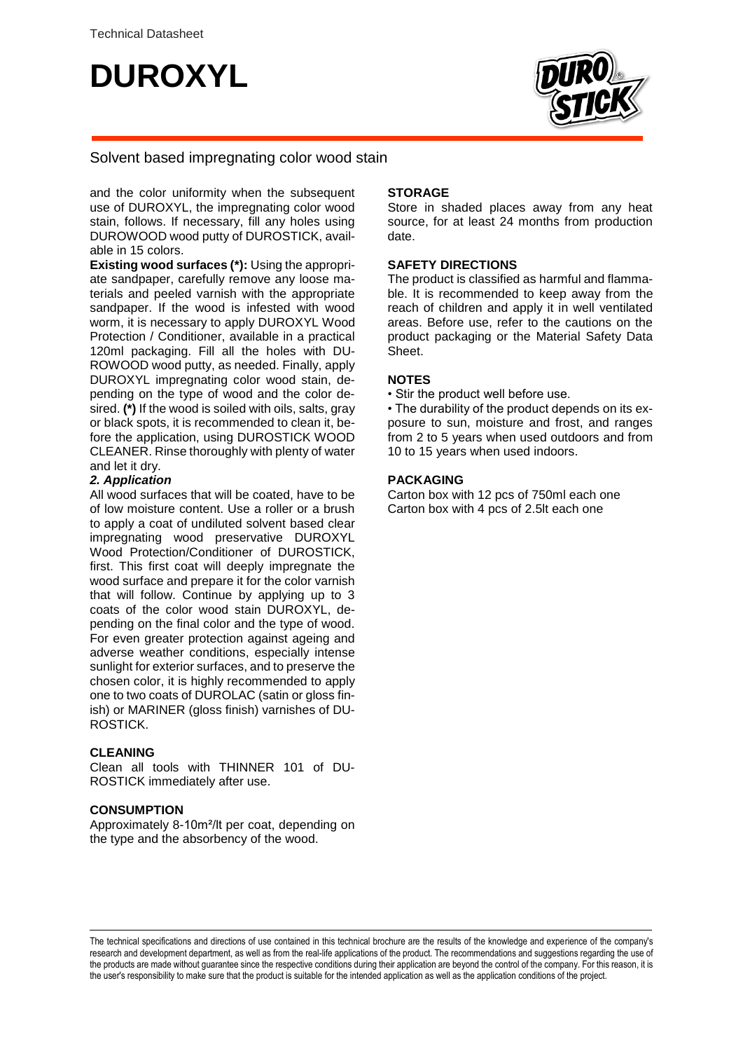# DUROXYL

Solvent based impregnating color wood stain

and the color uniformity when the subsequent use of DUROXYL, the impregnating color wood stain, follows. If necessary, fill any holes using DUROWOOD wood putty of DUROSTICK, available in 15 colors.

**Existing wood surfaces (*):** Using the appropriate sandpaper, carefully remove any loose materials and peeled varnish with the appropriate sandpaper. If the wood is infested with wood worm, it is necessary to apply DUROXYL Wood Protection / Conditioner, available in a practical 120ml packaging. Fill all the holes with DUROWOOD wood putty, as needed. Finally, apply DUROXYL impregnating color wood stain, depending on the type of wood and the color desired. **(*)** If the wood is soiled with oils, salts, gray or black spots, it is recommended to clean it, before the application, using DUROSTICK WOOD CLEANER. Rinse thoroughly with plenty of water and let it dry.

***2. Application***

All wood surfaces that will be coated, have to be of low moisture content. Use a roller or a brush to apply a coat of undiluted solvent based clear impregnating wood preservative DUROXYL Wood Protection/Conditioner of DUROSTICK, first. This first coat will deeply impregnate the wood surface and prepare it for the color varnish that will follow. Continue by applying up to 3 coats of the color wood stain DUROXYL, depending on the final color and the type of wood. For even greater protection against ageing and adverse weather conditions, especially intense sunlight for exterior surfaces, and to preserve the chosen color, it is highly recommended to apply one to two coats of DUROLAC (satin or gloss finish) or MARINER (gloss finish) varnishes of DUROSTICK.

## CLEANING

Clean all tools with THINNER 101 of DUROSTICK immediately after use.

## CONSUMPTION

Approximately 8-10m²/lt per coat, depending on the type and the absorbency of the wood.

## STORAGE

Store in shaded places away from any heat source, for at least 24 months from production date.

## SAFETY DIRECTIONS

The product is classified as harmful and flammable. It is recommended to keep away from the reach of children and apply it in well ventilated areas. Before use, refer to the cautions on the product packaging or the Material Safety Data Sheet.

## NOTES

- Stir the product well before use.
- The durability of the product depends on its exposure to sun, moisture and frost, and ranges from 2 to 5 years when used outdoors and from 10 to 15 years when used indoors.

## PACKAGING

Carton box with 12 pcs of 750ml each one
Carton box with 4 pcs of 2.5lt each one

The technical specifications and directions of use contained in this technical brochure are the results of the knowledge and experience of the company's research and development department, as well as from the real-life applications of the product. The recommendations and suggestions regarding the use of the products are made without guarantee since the respective conditions during their application are beyond the control of the company. For this reason, it is the user's responsibility to make sure that the product is suitable for the intended application as well as the application conditions of the project.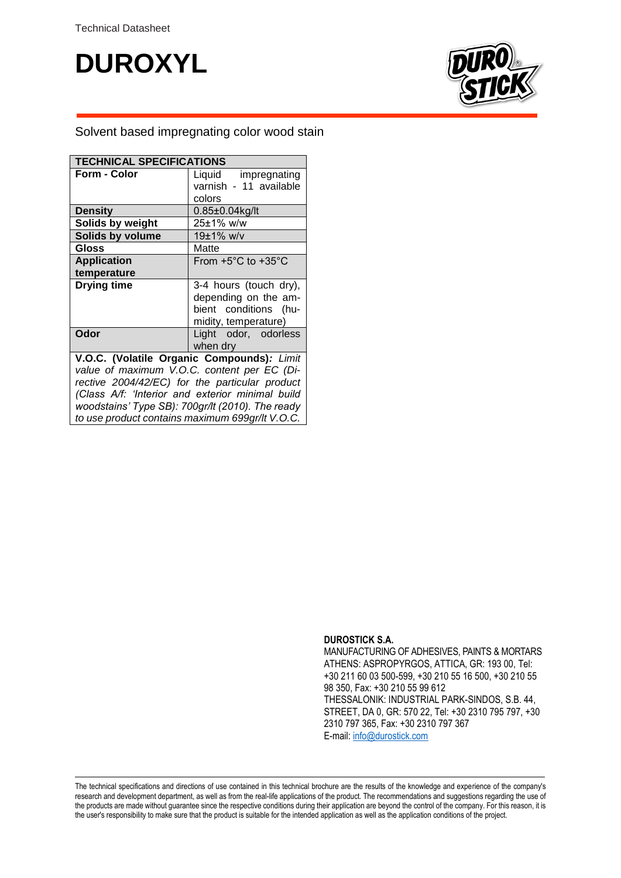# DUROXYL

Solvent based impregnating color wood stain

| TECHNICAL SPECIFICATIONS | |
|---|---|
| **Form - Color** | Liquid impregnating varnish - 11 available colors |
| **Density** | 0.85±0.04kg/lt |
| **Solids by weight** | 25±1% w/w |
| **Solids by volume** | 19±1% w/v |
| **Gloss** | Matte |
| **Application temperature** | From +5°C to +35°C |
| **Drying time** | 3-4 hours (touch dry), depending on the ambient conditions (humidity, temperature) |
| **Odor** | Light odor, odorless when dry |
| **V.O.C. (Volatile Organic Compounds)***: Limit value of maximum V.O.C. content per EC (Directive 2004/42/EC) for the particular product (Class A/f: 'Interior and exterior minimal build woodstains' Type SB): 700gr/lt (2010). The ready to use product contains maximum 699gr/lt V.O.C.* | |

**DUROSTICK S.A.**
MANUFACTURING OF ADHESIVES, PAINTS & MORTARS
ATHENS: ASPROPYRGOS, ATTICA, GR: 193 00, Tel: +30 211 60 03 500-599, +30 210 55 16 500, +30 210 55 98 350, Fax: +30 210 55 99 612
THESSALONIK: INDUSTRIAL PARK-SINDOS, S.B. 44, STREET, DA 0, GR: 570 22, Tel: +30 2310 795 797, +30 2310 797 365, Fax: +30 2310 797 367
E-mail: info@durostick.com

The technical specifications and directions of use contained in this technical brochure are the results of the knowledge and experience of the company's research and development department, as well as from the real-life applications of the product. The recommendations and suggestions regarding the use of the products are made without guarantee since the respective conditions during their application are beyond the control of the company. For this reason, it is the user's responsibility to make sure that the product is suitable for the intended application as well as the application conditions of the project.